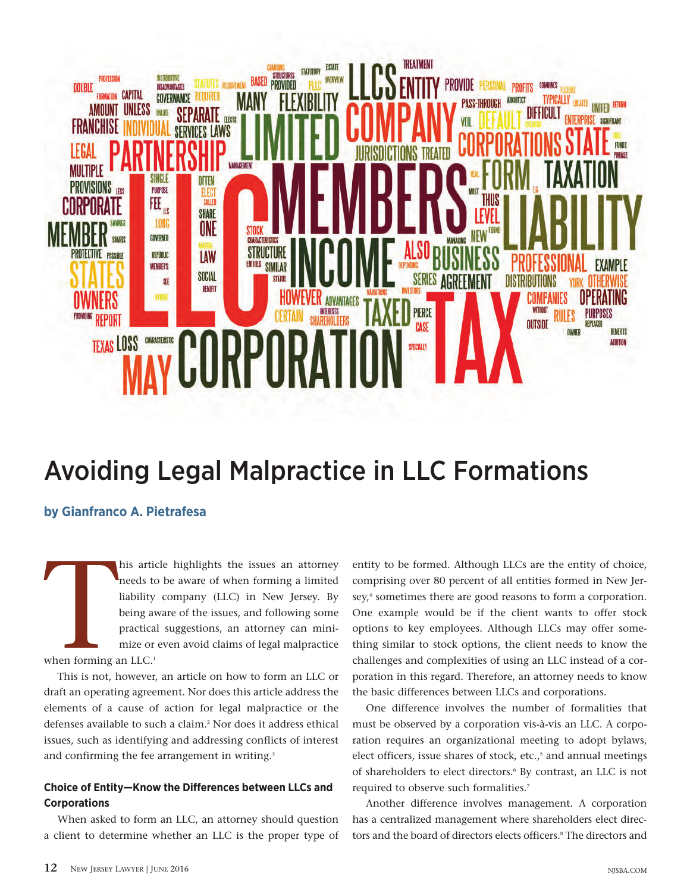# Avoiding Legal Malpractice in LLC Formations

**by Gianfranco A. Pietrafesa**

This article highlights the issues an attorney needs to be aware of when forming a limited liability company (LLC) in New Jersey. By being aware of the issues, and following some practical suggestions, an attorney can minimize or even avoid claims of legal malpractice when forming an LLC.[1]

This is not, however, an article on how to form an LLC or draft an operating agreement. Nor does this article address the elements of a cause of action for legal malpractice or the defenses available to such a claim.[2] Nor does it address ethical issues, such as identifying and addressing conflicts of interest and confirming the fee arrangement in writing.[3]

### Choice of Entity—Know the Differences between LLCs and Corporations

When asked to form an LLC, an attorney should question a client to determine whether an LLC is the proper type of entity to be formed. Although LLCs are the entity of choice, comprising over 80 percent of all entities formed in New Jersey,[4] sometimes there are good reasons to form a corporation. One example would be if the client wants to offer stock options to key employees. Although LLCs may offer something similar to stock options, the client needs to know the challenges and complexities of using an LLC instead of a corporation in this regard. Therefore, an attorney needs to know the basic differences between LLCs and corporations.

One difference involves the number of formalities that must be observed by a corporation vis-à-vis an LLC. A corporation requires an organizational meeting to adopt bylaws, elect officers, issue shares of stock, etc.,[5] and annual meetings of shareholders to elect directors.[6] By contrast, an LLC is not required to observe such formalities.[7]

Another difference involves management. A corporation has a centralized management where shareholders elect directors and the board of directors elects officers.[8] The directors and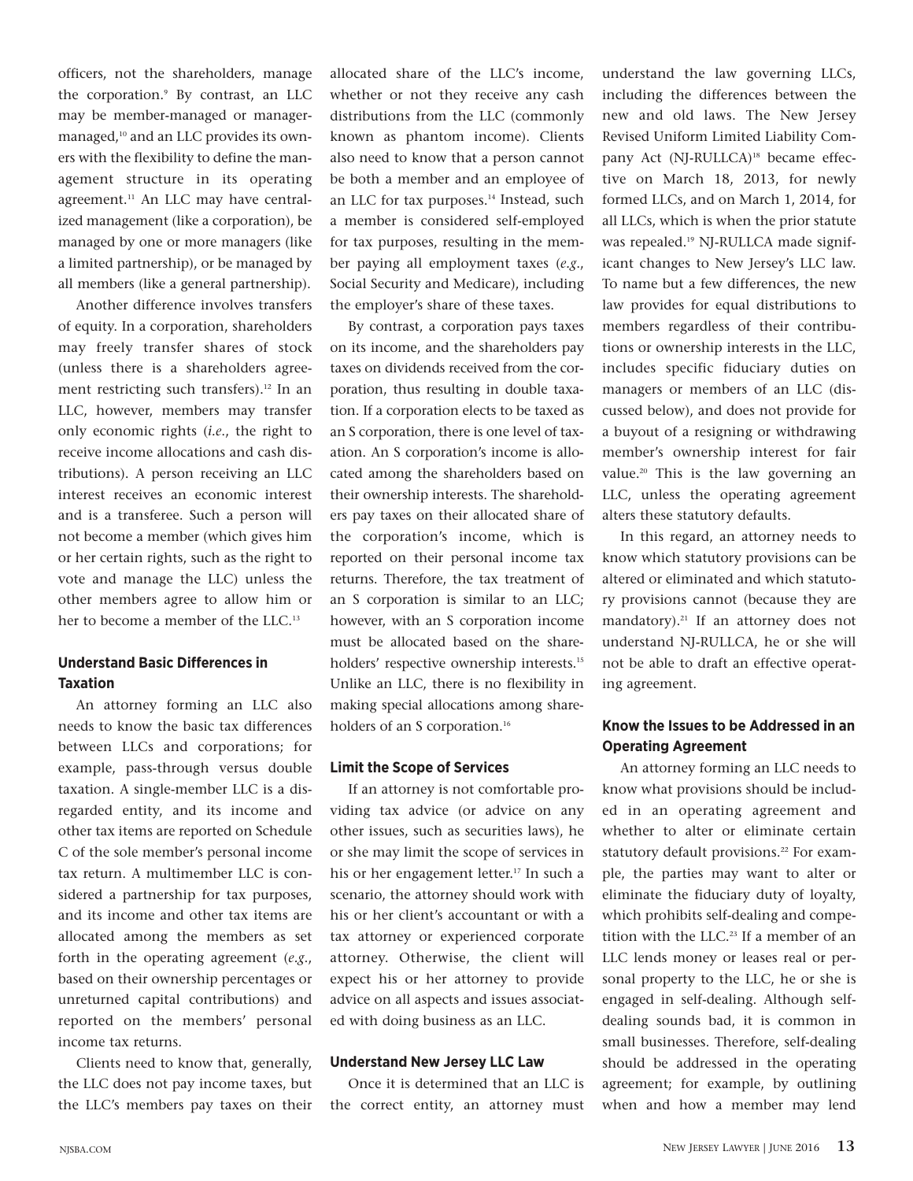officers, not the shareholders, manage the corporation.[9] By contrast, an LLC may be member-managed or manager-managed,[10] and an LLC provides its owners with the flexibility to define the management structure in its operating agreement.[11] An LLC may have centralized management (like a corporation), be managed by one or more managers (like a limited partnership), or be managed by all members (like a general partnership).

Another difference involves transfers of equity. In a corporation, shareholders may freely transfer shares of stock (unless there is a shareholders agreement restricting such transfers).[12] In an LLC, however, members may transfer only economic rights (*i.e.*, the right to receive income allocations and cash distributions). A person receiving an LLC interest receives an economic interest and is a transferee. Such a person will not become a member (which gives him or her certain rights, such as the right to vote and manage the LLC) unless the other members agree to allow him or her to become a member of the LLC.[13]

### Understand Basic Differences in Taxation

An attorney forming an LLC also needs to know the basic tax differences between LLCs and corporations; for example, pass-through versus double taxation. A single-member LLC is a disregarded entity, and its income and other tax items are reported on Schedule C of the sole member's personal income tax return. A multimember LLC is considered a partnership for tax purposes, and its income and other tax items are allocated among the members as set forth in the operating agreement (*e.g.*, based on their ownership percentages or unreturned capital contributions) and reported on the members' personal income tax returns.

Clients need to know that, generally, the LLC does not pay income taxes, but the LLC's members pay taxes on their allocated share of the LLC's income, whether or not they receive any cash distributions from the LLC (commonly known as phantom income). Clients also need to know that a person cannot be both a member and an employee of an LLC for tax purposes.[14] Instead, such a member is considered self-employed for tax purposes, resulting in the member paying all employment taxes (*e.g.*, Social Security and Medicare), including the employer's share of these taxes.

By contrast, a corporation pays taxes on its income, and the shareholders pay taxes on dividends received from the corporation, thus resulting in double taxation. If a corporation elects to be taxed as an S corporation, there is one level of taxation. An S corporation's income is allocated among the shareholders based on their ownership interests. The shareholders pay taxes on their allocated share of the corporation's income, which is reported on their personal income tax returns. Therefore, the tax treatment of an S corporation is similar to an LLC; however, with an S corporation income must be allocated based on the shareholders' respective ownership interests.[15] Unlike an LLC, there is no flexibility in making special allocations among shareholders of an S corporation.[16]

### Limit the Scope of Services

If an attorney is not comfortable providing tax advice (or advice on any other issues, such as securities laws), he or she may limit the scope of services in his or her engagement letter.[17] In such a scenario, the attorney should work with his or her client's accountant or with a tax attorney or experienced corporate attorney. Otherwise, the client will expect his or her attorney to provide advice on all aspects and issues associated with doing business as an LLC.

### Understand New Jersey LLC Law

Once it is determined that an LLC is the correct entity, an attorney must understand the law governing LLCs, including the differences between the new and old laws. The New Jersey Revised Uniform Limited Liability Company Act (NJ-RULLCA)[18] became effective on March 18, 2013, for newly formed LLCs, and on March 1, 2014, for all LLCs, which is when the prior statute was repealed.[19] NJ-RULLCA made significant changes to New Jersey's LLC law. To name but a few differences, the new law provides for equal distributions to members regardless of their contributions or ownership interests in the LLC, includes specific fiduciary duties on managers or members of an LLC (discussed below), and does not provide for a buyout of a resigning or withdrawing member's ownership interest for fair value.[20] This is the law governing an LLC, unless the operating agreement alters these statutory defaults.

In this regard, an attorney needs to know which statutory provisions can be altered or eliminated and which statutory provisions cannot (because they are mandatory).[21] If an attorney does not understand NJ-RULLCA, he or she will not be able to draft an effective operating agreement.

### Know the Issues to be Addressed in an Operating Agreement

An attorney forming an LLC needs to know what provisions should be included in an operating agreement and whether to alter or eliminate certain statutory default provisions.[22] For example, the parties may want to alter or eliminate the fiduciary duty of loyalty, which prohibits self-dealing and competition with the LLC.[23] If a member of an LLC lends money or leases real or personal property to the LLC, he or she is engaged in self-dealing. Although self-dealing sounds bad, it is common in small businesses. Therefore, self-dealing should be addressed in the operating agreement; for example, by outlining when and how a member may lend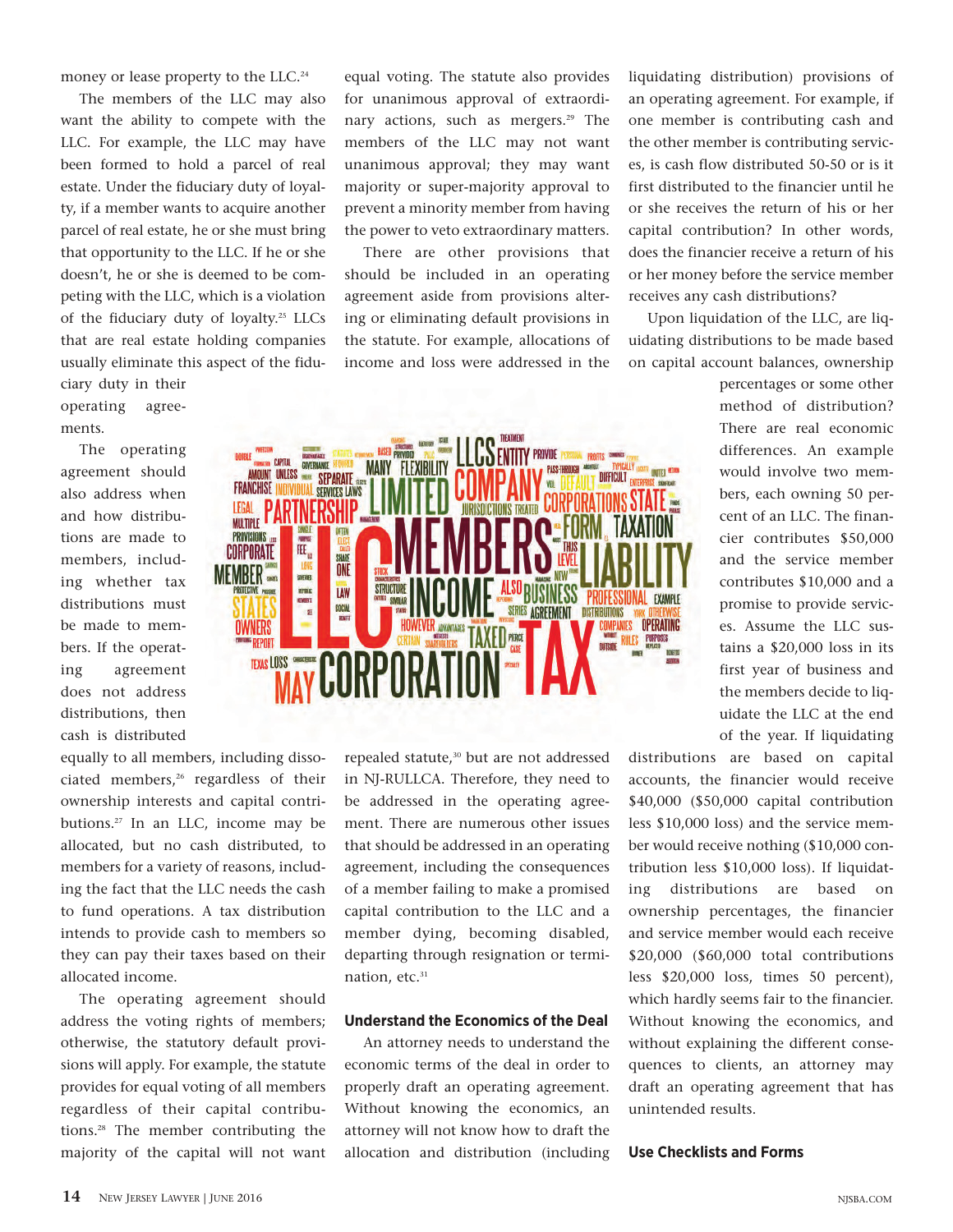money or lease property to the LLC.[24]

The members of the LLC may also want the ability to compete with the LLC. For example, the LLC may have been formed to hold a parcel of real estate. Under the fiduciary duty of loyalty, if a member wants to acquire another parcel of real estate, he or she must bring that opportunity to the LLC. If he or she doesn't, he or she is deemed to be competing with the LLC, which is a violation of the fiduciary duty of loyalty.[25] LLCs that are real estate holding companies usually eliminate this aspect of the fiduciary duty in their operating agreements.

The operating agreement should also address when and how distributions are made to members, including whether tax distributions must be made to members. If the operating agreement does not address distributions, then cash is distributed equally to all members, including dissociated members,[26] regardless of their ownership interests and capital contributions.[27] In an LLC, income may be allocated, but no cash distributed, to members for a variety of reasons, including the fact that the LLC needs the cash to fund operations. A tax distribution intends to provide cash to members so they can pay their taxes based on their allocated income.

The operating agreement should address the voting rights of members; otherwise, the statutory default provisions will apply. For example, the statute provides for equal voting of all members regardless of their capital contributions.[28] The member contributing the majority of the capital will not want equal voting. The statute also provides for unanimous approval of extraordinary actions, such as mergers.[29] The members of the LLC may not want unanimous approval; they may want majority or super-majority approval to prevent a minority member from having the power to veto extraordinary matters.

There are other provisions that should be included in an operating agreement aside from provisions altering or eliminating default provisions in the statute. For example, allocations of income and loss were addressed in the repealed statute,[30] but are not addressed in NJ-RULLCA. Therefore, they need to be addressed in the operating agreement. There are numerous other issues that should be addressed in an operating agreement, including the consequences of a member failing to make a promised capital contribution to the LLC and a member dying, becoming disabled, departing through resignation or termination, etc.[31]

### Understand the Economics of the Deal

An attorney needs to understand the economic terms of the deal in order to properly draft an operating agreement. Without knowing the economics, an attorney will not know how to draft the allocation and distribution (including liquidating distribution) provisions of an operating agreement. For example, if one member is contributing cash and the other member is contributing services, is cash flow distributed 50-50 or is it first distributed to the financier until he or she receives the return of his or her capital contribution? In other words, does the financier receive a return of his or her money before the service member receives any cash distributions?

Upon liquidation of the LLC, are liquidating distributions to be made based on capital account balances, ownership percentages or some other method of distribution? There are real economic differences. An example would involve two members, each owning 50 percent of an LLC. The financier contributes $50,000 and the service member contributes $10,000 and a promise to provide services. Assume the LLC sustains a $20,000 loss in its first year of business and the members decide to liquidate the LLC at the end of the year. If liquidating distributions are based on capital accounts, the financier would receive $40,000 ($50,000 capital contribution less $10,000 loss) and the service member would receive nothing ($10,000 contribution less $10,000 loss). If liquidating distributions are based on ownership percentages, the financier and service member would each receive $20,000 ($60,000 total contributions less $20,000 loss, times 50 percent), which hardly seems fair to the financier. Without knowing the economics, and without explaining the different consequences to clients, an attorney may draft an operating agreement that has unintended results.

### Use Checklists and Forms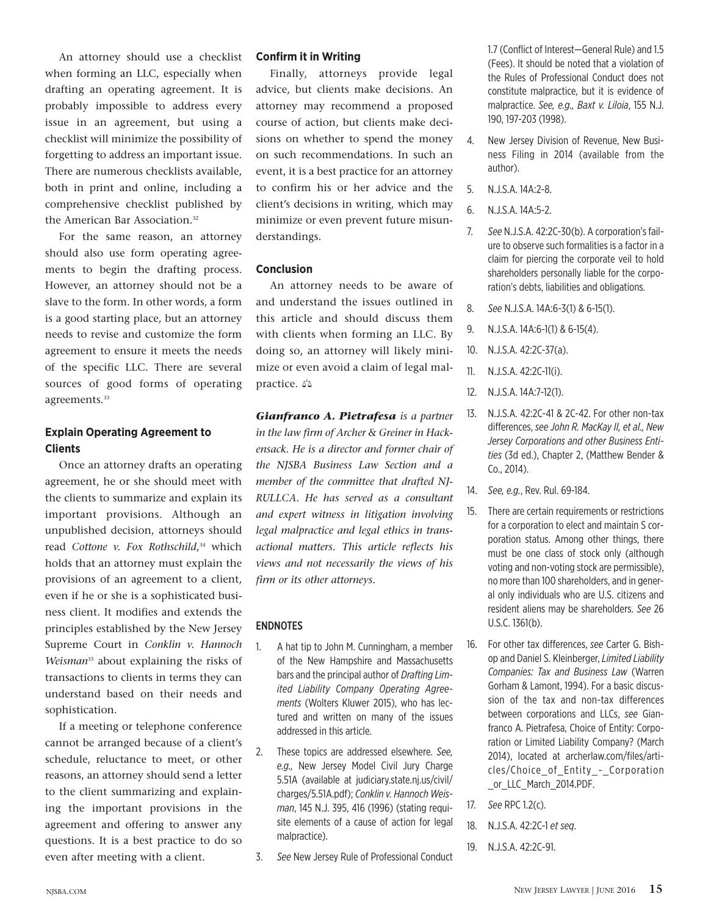An attorney should use a checklist when forming an LLC, especially when drafting an operating agreement. It is probably impossible to address every issue in an agreement, but using a checklist will minimize the possibility of forgetting to address an important issue. There are numerous checklists available, both in print and online, including a comprehensive checklist published by the American Bar Association.[32]

For the same reason, an attorney should also use form operating agreements to begin the drafting process. However, an attorney should not be a slave to the form. In other words, a form is a good starting place, but an attorney needs to revise and customize the form agreement to ensure it meets the needs of the specific LLC. There are several sources of good forms of operating agreements.[33]

### Explain Operating Agreement to Clients

Once an attorney drafts an operating agreement, he or she should meet with the clients to summarize and explain its important provisions. Although an unpublished decision, attorneys should read *Cottone v. Fox Rothschild*,[34] which holds that an attorney must explain the provisions of an agreement to a client, even if he or she is a sophisticated business client. It modifies and extends the principles established by the New Jersey Supreme Court in *Conklin v. Hannoch Weisman*[35] about explaining the risks of transactions to clients in terms they can understand based on their needs and sophistication.

If a meeting or telephone conference cannot be arranged because of a client's schedule, reluctance to meet, or other reasons, an attorney should send a letter to the client summarizing and explaining the important provisions in the agreement and offering to answer any questions. It is a best practice to do so even after meeting with a client.

### Confirm it in Writing

Finally, attorneys provide legal advice, but clients make decisions. An attorney may recommend a proposed course of action, but clients make decisions on whether to spend the money on such recommendations. In such an event, it is a best practice for an attorney to confirm his or her advice and the client's decisions in writing, which may minimize or even prevent future misunderstandings.

### Conclusion

An attorney needs to be aware of and understand the issues outlined in this article and should discuss them with clients when forming an LLC. By doing so, an attorney will likely minimize or even avoid a claim of legal malpractice. ⚖

***Gianfranco A. Pietrafesa*** *is a partner in the law firm of Archer & Greiner in Hackensack. He is a director and former chair of the NJSBA Business Law Section and a member of the committee that drafted NJ-RULLCA. He has served as a consultant and expert witness in litigation involving legal malpractice and legal ethics in transactional matters. This article reflects his views and not necessarily the views of his firm or its other attorneys.*

### ENDNOTES

1. A hat tip to John M. Cunningham, a member of the New Hampshire and Massachusetts bars and the principal author of *Drafting Limited Liability Company Operating Agreements* (Wolters Kluwer 2015), who has lectured and written on many of the issues addressed in this article.
2. These topics are addressed elsewhere. *See, e.g.,* New Jersey Model Civil Jury Charge 5.51A (available at judiciary.state.nj.us/civil/charges/5.51A.pdf); *Conklin v. Hannoch Weisman*, 145 N.J. 395, 416 (1996) (stating requisite elements of a cause of action for legal malpractice).
3. *See* New Jersey Rule of Professional Conduct 1.7 (Conflict of Interest—General Rule) and 1.5 (Fees). It should be noted that a violation of the Rules of Professional Conduct does not constitute malpractice, but it is evidence of malpractice. *See, e.g., Baxt v. Liloia*, 155 N.J. 190, 197-203 (1998).
4. New Jersey Division of Revenue, New Business Filing in 2014 (available from the author).
5. N.J.S.A. 14A:2-8.
6. N.J.S.A. 14A:5-2.
7. *See* N.J.S.A. 42:2C-30(b). A corporation's failure to observe such formalities is a factor in a claim for piercing the corporate veil to hold shareholders personally liable for the corporation's debts, liabilities and obligations.
8. *See* N.J.S.A. 14A:6-3(1) & 6-15(1).
9. N.J.S.A. 14A:6-1(1) & 6-15(4).
10. N.J.S.A. 42:2C-37(a).
11. N.J.S.A. 42:2C-11(i).
12. N.J.S.A. 14A:7-12(1).
13. N.J.S.A. 42:2C-41 & 2C-42. For other non-tax differences, *see John R. MacKay II, et al., New Jersey Corporations and other Business Entities* (3d ed.), Chapter 2, (Matthew Bender & Co., 2014).
14. *See, e.g.*, Rev. Rul. 69-184.
15. There are certain requirements or restrictions for a corporation to elect and maintain S corporation status. Among other things, there must be one class of stock only (although voting and non-voting stock are permissible), no more than 100 shareholders, and in general only individuals who are U.S. citizens and resident aliens may be shareholders. *See* 26 U.S.C. 1361(b).
16. For other tax differences, *see* Carter G. Bishop and Daniel S. Kleinberger, *Limited Liability Companies: Tax and Business Law* (Warren Gorham & Lamont, 1994). For a basic discussion of the tax and non-tax differences between corporations and LLCs, *see* Gianfranco A. Pietrafesa, Choice of Entity: Corporation or Limited Liability Company? (March 2014), located at archerlaw.com/files/articles/Choice_of_Entity_-_Corporation_or_LLC_March_2014.PDF.
17. *See* RPC 1.2(c).
18. N.J.S.A. 42:2C-1 *et seq.*
19. N.J.S.A. 42:2C-91.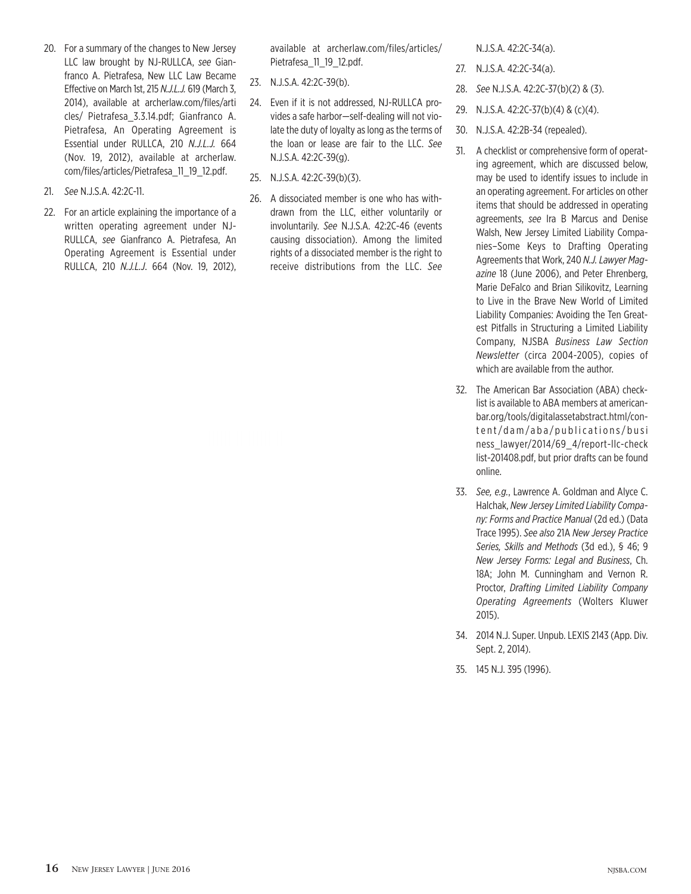20. For a summary of the changes to New Jersey LLC law brought by NJ-RULLCA, *see* Gianfranco A. Pietrafesa, New LLC Law Became Effective on March 1st, 215 *N.J.L.J.* 619 (March 3, 2014), available at archerlaw.com/files/articles/ Pietrafesa_3.3.14.pdf; Gianfranco A. Pietrafesa, An Operating Agreement is Essential under RULLCA, 210 *N.J.L.J.* 664 (Nov. 19, 2012), available at archerlaw.com/files/articles/Pietrafesa_11_19_12.pdf.
21. *See* N.J.S.A. 42:2C-11.
22. For an article explaining the importance of a written operating agreement under NJ-RULLCA, *see* Gianfranco A. Pietrafesa, An Operating Agreement is Essential under RULLCA, 210 *N.J.L.J.* 664 (Nov. 19, 2012), available at archerlaw.com/files/articles/ Pietrafesa_11_19_12.pdf.
23. N.J.S.A. 42:2C-39(b).
24. Even if it is not addressed, NJ-RULLCA provides a safe harbor—self-dealing will not violate the duty of loyalty as long as the terms of the loan or lease are fair to the LLC. *See* N.J.S.A. 42:2C-39(g).
25. N.J.S.A. 42:2C-39(b)(3).
26. A dissociated member is one who has withdrawn from the LLC, either voluntarily or involuntarily. *See* N.J.S.A. 42:2C-46 (events causing dissociation). Among the limited rights of a dissociated member is the right to receive distributions from the LLC. *See* N.J.S.A. 42:2C-34(a).
27. N.J.S.A. 42:2C-34(a).
28. *See* N.J.S.A. 42:2C-37(b)(2) & (3).
29. N.J.S.A. 42:2C-37(b)(4) & (c)(4).
30. N.J.S.A. 42:2B-34 (repealed).
31. A checklist or comprehensive form of operating agreement, which are discussed below, may be used to identify issues to include in an operating agreement. For articles on other items that should be addressed in operating agreements, *see* Ira B Marcus and Denise Walsh, New Jersey Limited Liability Companies–Some Keys to Drafting Operating Agreements that Work, 240 *N.J. Lawyer Magazine* 18 (June 2006), and Peter Ehrenberg, Marie DeFalco and Brian Silikovitz, Learning to Live in the Brave New World of Limited Liability Companies: Avoiding the Ten Greatest Pitfalls in Structuring a Limited Liability Company, NJSBA *Business Law Section Newsletter* (circa 2004-2005), copies of which are available from the author.
32. The American Bar Association (ABA) checklist is available to ABA members at americanbar.org/tools/digitalassetabstract.html/content/dam/aba/publications/business_lawyer/2014/69_4/report-llc-checklist-201408.pdf, but prior drafts can be found online.
33. *See, e.g.*, Lawrence A. Goldman and Alyce C. Halchak, *New Jersey Limited Liability Company: Forms and Practice Manual* (2d ed.) (Data Trace 1995). *See also* 21A *New Jersey Practice Series, Skills and Methods* (3d ed.), § 46; 9 *New Jersey Forms: Legal and Business*, Ch. 18A; John M. Cunningham and Vernon R. Proctor, *Drafting Limited Liability Company Operating Agreements* (Wolters Kluwer 2015).
34. 2014 N.J. Super. Unpub. LEXIS 2143 (App. Div. Sept. 2, 2014).
35. 145 N.J. 395 (1996).